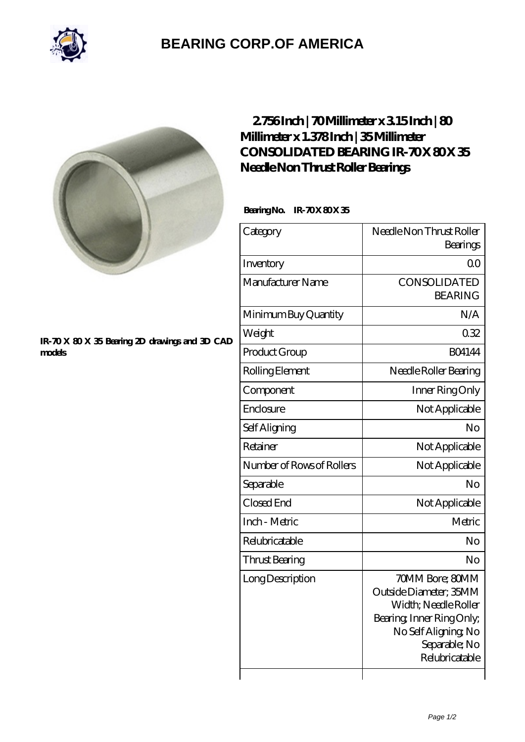# BEARING CORP.OF AMERICA

IR-70 X 80 X 35 Bearing 2D drawings and 3D CAD models

## 2.756 Inch | 70 Millimeter x 3.15 Inch | 80 Millimeter x 1.378 Inch | 35 Millimeter CONSOLIDATED BEARING IR-70 X 80 X 35 Needle Non Thrust Roller Bearings

**Bearing No.** IR-70 X 80 X 35

| Category | Needle Non Thrust Roller Bearings |
|---|---|
| Inventory | 0.0 |
| Manufacturer Name | CONSOLIDATED BEARING |
| Minimum Buy Quantity | N/A |
| Weight | 0.32 |
| Product Group | B04144 |
| Rolling Element | Needle Roller Bearing |
| Component | Inner Ring Only |
| Enclosure | Not Applicable |
| Self Aligning | No |
| Retainer | Not Applicable |
| Number of Rows of Rollers | Not Applicable |
| Separable | No |
| Closed End | Not Applicable |
| Inch - Metric | Metric |
| Relubricatable | No |
| Thrust Bearing | No |
| Long Description | 70MM Bore; 80MM Outside Diameter; 35MM Width; Needle Roller Bearing; Inner Ring Only; No Self Aligning; No Separable; No Relubricatable |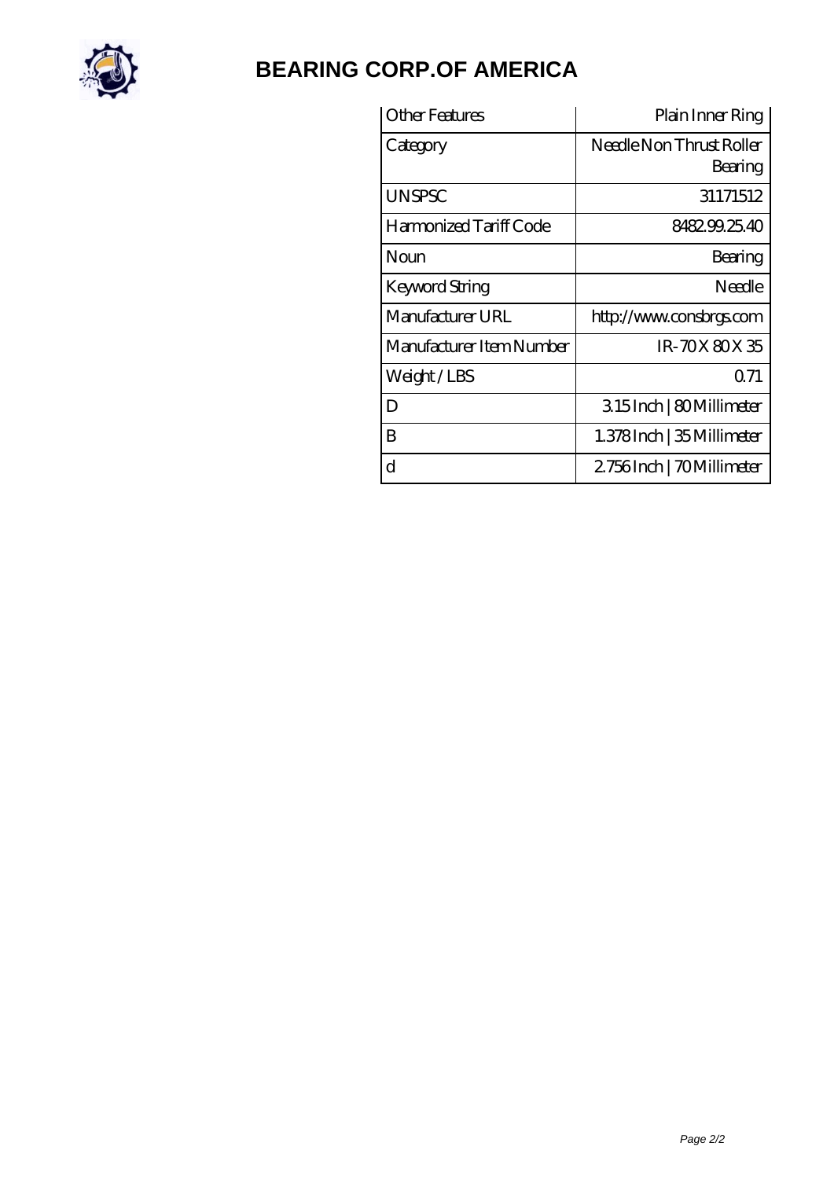# BEARING CORP.OF AMERICA

| | |
|---|---|
| Other Features | Plain Inner Ring |
| Category | Needle Non Thrust Roller Bearing |
| UNSPSC | 31171512 |
| Harmonized Tariff Code | 8482.99.25.40 |
| Noun | Bearing |
| Keyword String | Needle |
| Manufacturer URL | http://www.consbrgs.com |
| Manufacturer Item Number | IR-70 X 80 X 35 |
| Weight / LBS | 0.71 |
| D | 3.15 Inch \| 80 Millimeter |
| B | 1.378 Inch \| 35 Millimeter |
| d | 2.756 Inch \| 70 Millimeter |